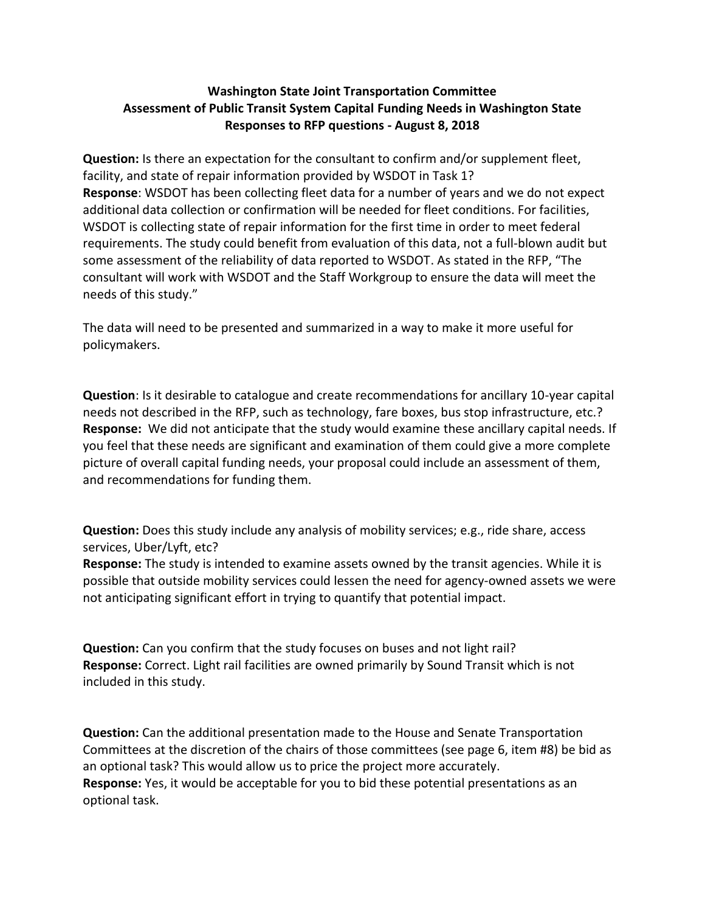**Washington State Joint Transportation Committee**
**Assessment of Public Transit System Capital Funding Needs in Washington State**
**Responses to RFP questions - August 8, 2018**

**Question:** Is there an expectation for the consultant to confirm and/or supplement fleet, facility, and state of repair information provided by WSDOT in Task 1?
**Response**: WSDOT has been collecting fleet data for a number of years and we do not expect additional data collection or confirmation will be needed for fleet conditions. For facilities, WSDOT is collecting state of repair information for the first time in order to meet federal requirements. The study could benefit from evaluation of this data, not a full-blown audit but some assessment of the reliability of data reported to WSDOT. As stated in the RFP, "The consultant will work with WSDOT and the Staff Workgroup to ensure the data will meet the needs of this study."

The data will need to be presented and summarized in a way to make it more useful for policymakers.

**Question**: Is it desirable to catalogue and create recommendations for ancillary 10-year capital needs not described in the RFP, such as technology, fare boxes, bus stop infrastructure, etc.?
**Response:** We did not anticipate that the study would examine these ancillary capital needs. If you feel that these needs are significant and examination of them could give a more complete picture of overall capital funding needs, your proposal could include an assessment of them, and recommendations for funding them.

**Question:** Does this study include any analysis of mobility services; e.g., ride share, access services, Uber/Lyft, etc?
**Response:** The study is intended to examine assets owned by the transit agencies. While it is possible that outside mobility services could lessen the need for agency-owned assets we were not anticipating significant effort in trying to quantify that potential impact.

**Question:** Can you confirm that the study focuses on buses and not light rail?
**Response:** Correct. Light rail facilities are owned primarily by Sound Transit which is not included in this study.

**Question:** Can the additional presentation made to the House and Senate Transportation Committees at the discretion of the chairs of those committees (see page 6, item #8) be bid as an optional task? This would allow us to price the project more accurately.
**Response:** Yes, it would be acceptable for you to bid these potential presentations as an optional task.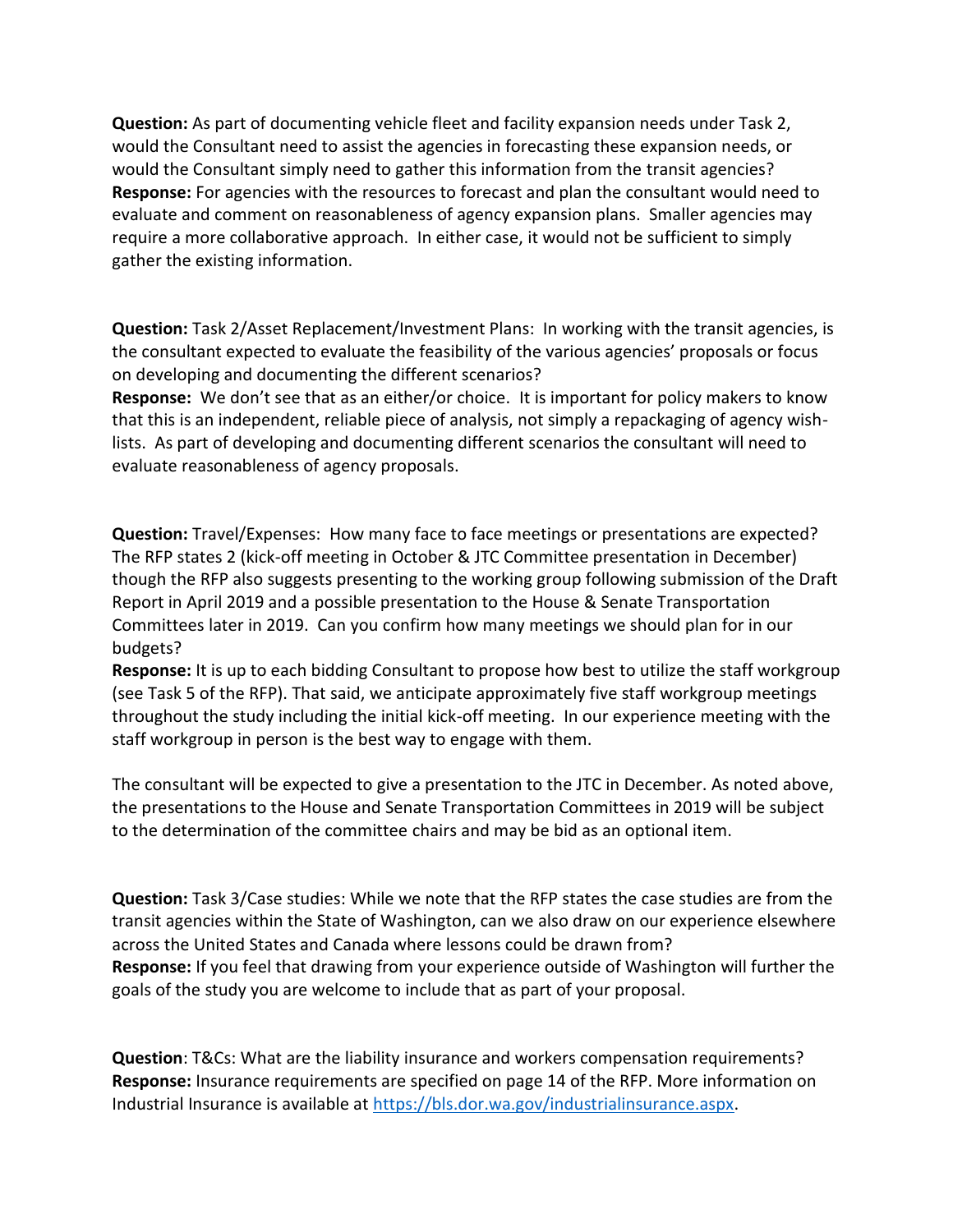**Question:** As part of documenting vehicle fleet and facility expansion needs under Task 2, would the Consultant need to assist the agencies in forecasting these expansion needs, or would the Consultant simply need to gather this information from the transit agencies?
**Response:** For agencies with the resources to forecast and plan the consultant would need to evaluate and comment on reasonableness of agency expansion plans. Smaller agencies may require a more collaborative approach. In either case, it would not be sufficient to simply gather the existing information.

**Question:** Task 2/Asset Replacement/Investment Plans: In working with the transit agencies, is the consultant expected to evaluate the feasibility of the various agencies' proposals or focus on developing and documenting the different scenarios?
**Response:** We don't see that as an either/or choice. It is important for policy makers to know that this is an independent, reliable piece of analysis, not simply a repackaging of agency wish-lists. As part of developing and documenting different scenarios the consultant will need to evaluate reasonableness of agency proposals.

**Question:** Travel/Expenses: How many face to face meetings or presentations are expected? The RFP states 2 (kick-off meeting in October & JTC Committee presentation in December) though the RFP also suggests presenting to the working group following submission of the Draft Report in April 2019 and a possible presentation to the House & Senate Transportation Committees later in 2019. Can you confirm how many meetings we should plan for in our budgets?
**Response:** It is up to each bidding Consultant to propose how best to utilize the staff workgroup (see Task 5 of the RFP). That said, we anticipate approximately five staff workgroup meetings throughout the study including the initial kick-off meeting. In our experience meeting with the staff workgroup in person is the best way to engage with them.

The consultant will be expected to give a presentation to the JTC in December. As noted above, the presentations to the House and Senate Transportation Committees in 2019 will be subject to the determination of the committee chairs and may be bid as an optional item.

**Question:** Task 3/Case studies: While we note that the RFP states the case studies are from the transit agencies within the State of Washington, can we also draw on our experience elsewhere across the United States and Canada where lessons could be drawn from?
**Response:** If you feel that drawing from your experience outside of Washington will further the goals of the study you are welcome to include that as part of your proposal.

**Question**: T&Cs: What are the liability insurance and workers compensation requirements?
**Response:** Insurance requirements are specified on page 14 of the RFP. More information on Industrial Insurance is available at https://bls.dor.wa.gov/industrialinsurance.aspx.